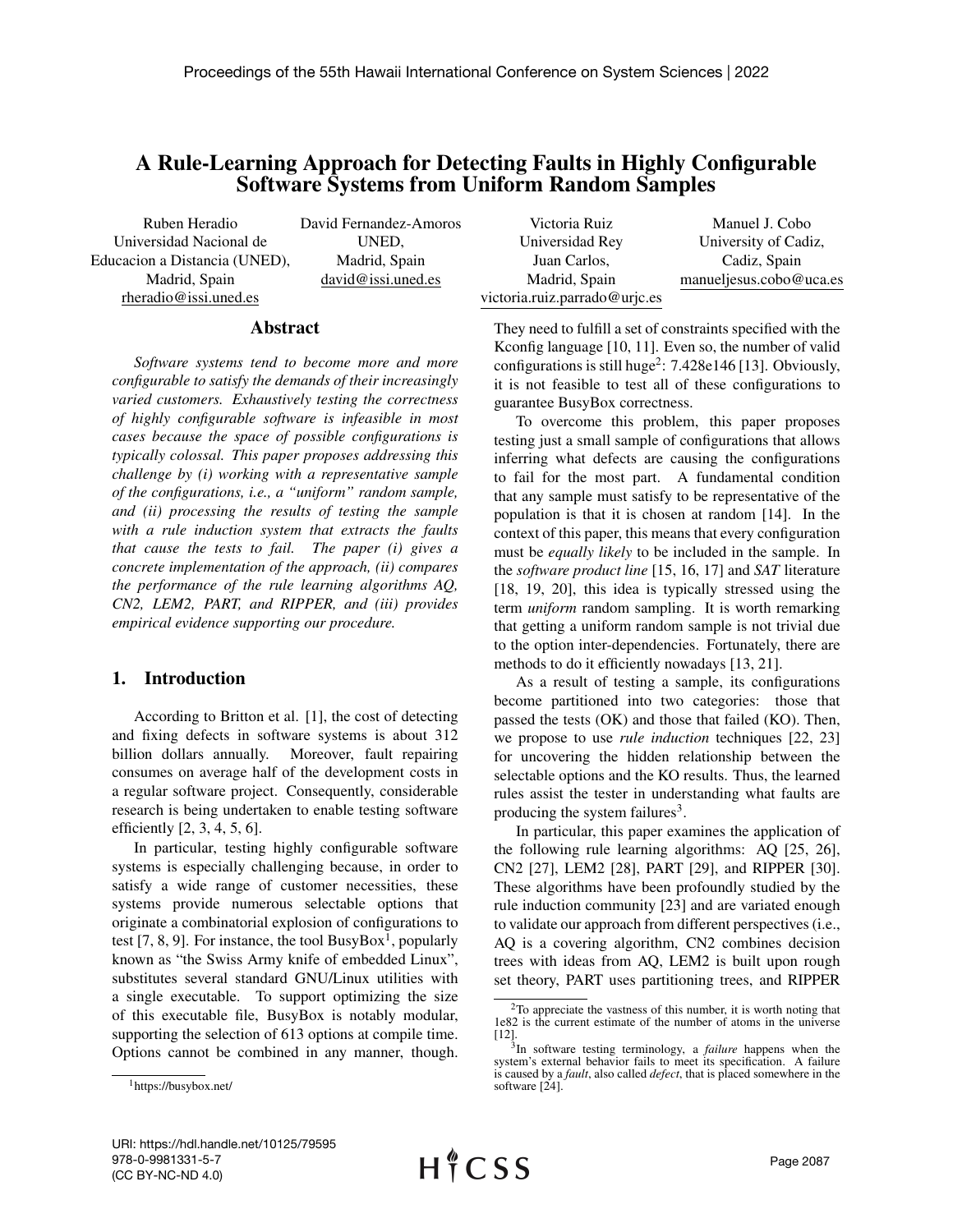# A Rule-Learning Approach for Detecting Faults in Highly Configurable Software Systems from Uniform Random Samples

Ruben Heradio
Universidad Nacional de Educacion a Distancia (UNED), Madrid, Spain
rheradio@issi.uned.es

David Fernandez-Amoros
UNED, Madrid, Spain
david@issi.uned.es

Victoria Ruiz
Universidad Rey Juan Carlos, Madrid, Spain
victoria.ruiz.parrado@urjc.es

Manuel J. Cobo
University of Cadiz, Cadiz, Spain
manueljesus.cobo@uca.es

## Abstract

*Software systems tend to become more and more configurable to satisfy the demands of their increasingly varied customers. Exhaustively testing the correctness of highly configurable software is infeasible in most cases because the space of possible configurations is typically colossal. This paper proposes addressing this challenge by (i) working with a representative sample of the configurations, i.e., a "uniform" random sample, and (ii) processing the results of testing the sample with a rule induction system that extracts the faults that cause the tests to fail. The paper (i) gives a concrete implementation of the approach, (ii) compares the performance of the rule learning algorithms AQ, CN2, LEM2, PART, and RIPPER, and (iii) provides empirical evidence supporting our procedure.*

## 1. Introduction

According to Britton et al. [1], the cost of detecting and fixing defects in software systems is about 312 billion dollars annually. Moreover, fault repairing consumes on average half of the development costs in a regular software project. Consequently, considerable research is being undertaken to enable testing software efficiently [2, 3, 4, 5, 6].

In particular, testing highly configurable software systems is especially challenging because, in order to satisfy a wide range of customer necessities, these systems provide numerous selectable options that originate a combinatorial explosion of configurations to test [7, 8, 9]. For instance, the tool BusyBox[1], popularly known as "the Swiss Army knife of embedded Linux", substitutes several standard GNU/Linux utilities with a single executable. To support optimizing the size of this executable file, BusyBox is notably modular, supporting the selection of 613 options at compile time. Options cannot be combined in any manner, though. They need to fulfill a set of constraints specified with the Kconfig language [10, 11]. Even so, the number of valid configurations is still huge[2]: 7.428e146 [13]. Obviously, it is not feasible to test all of these configurations to guarantee BusyBox correctness.

To overcome this problem, this paper proposes testing just a small sample of configurations that allows inferring what defects are causing the configurations to fail for the most part. A fundamental condition that any sample must satisfy to be representative of the population is that it is chosen at random [14]. In the context of this paper, this means that every configuration must be *equally likely* to be included in the sample. In the *software product line* [15, 16, 17] and *SAT* literature [18, 19, 20], this idea is typically stressed using the term *uniform* random sampling. It is worth remarking that getting a uniform random sample is not trivial due to the option inter-dependencies. Fortunately, there are methods to do it efficiently nowadays [13, 21].

As a result of testing a sample, its configurations become partitioned into two categories: those that passed the tests (OK) and those that failed (KO). Then, we propose to use *rule induction* techniques [22, 23] for uncovering the hidden relationship between the selectable options and the KO results. Thus, the learned rules assist the tester in understanding what faults are producing the system failures[3].

In particular, this paper examines the application of the following rule learning algorithms: AQ [25, 26], CN2 [27], LEM2 [28], PART [29], and RIPPER [30]. These algorithms have been profoundly studied by the rule induction community [23] and are variated enough to validate our approach from different perspectives (i.e., AQ is a covering algorithm, CN2 combines decision trees with ideas from AQ, LEM2 is built upon rough set theory, PART uses partitioning trees, and RIPPER

[1] https://busybox.net/

[2] To appreciate the vastness of this number, it is worth noting that 1e82 is the current estimate of the number of atoms in the universe [12].

[3] In software testing terminology, a *failure* happens when the system's external behavior fails to meet its specification. A failure is caused by a *fault*, also called *defect*, that is placed somewhere in the software [24].

URI: https://hdl.handle.net/10125/79595
978-0-9981331-5-7
(CC BY-NC-ND 4.0)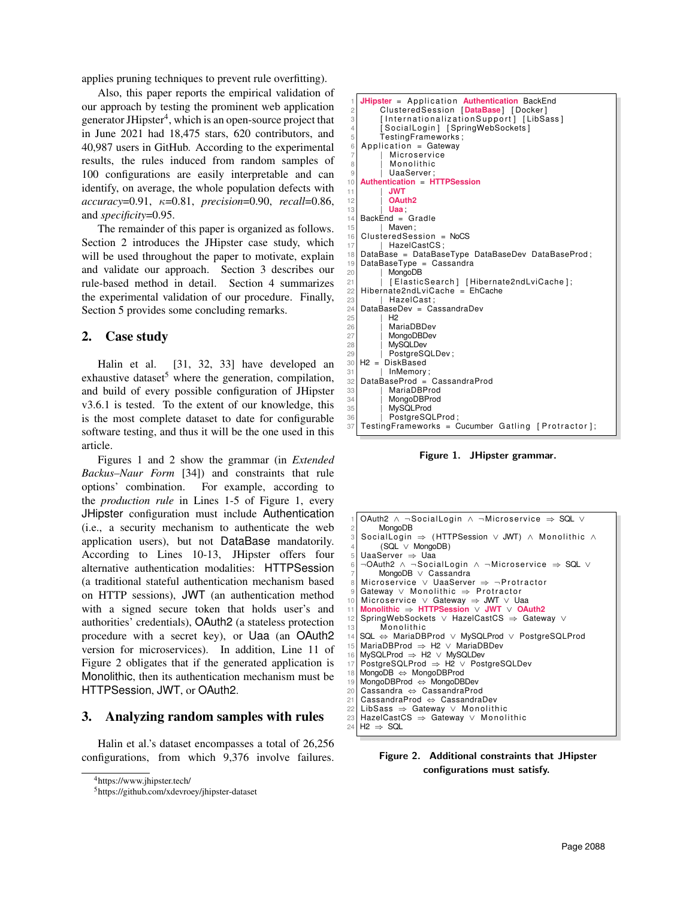applies pruning techniques to prevent rule overfitting).

Also, this paper reports the empirical validation of our approach by testing the prominent web application generator JHipster[4], which is an open-source project that in June 2021 had 18,475 stars, 620 contributors, and 40,987 users in GitHub. According to the experimental results, the rules induced from random samples of 100 configurations are easily interpretable and can identify, on average, the whole population defects with *accuracy*=0.91, $\kappa$=0.81, *precision*=0.90, *recall*=0.86, and *specificity*=0.95.

The remainder of this paper is organized as follows. Section 2 introduces the JHipster case study, which will be used throughout the paper to motivate, explain and validate our approach. Section 3 describes our rule-based method in detail. Section 4 summarizes the experimental validation of our procedure. Finally, Section 5 provides some concluding remarks.

## 2. Case study

Halin et al. [31, 32, 33] have developed an exhaustive dataset[5] where the generation, compilation, and build of every possible configuration of JHipster v3.6.1 is tested. To the extent of our knowledge, this is the most complete dataset to date for configurable software testing, and thus it will be the one used in this article.

Figures 1 and 2 show the grammar (in *Extended Backus–Naur Form* [34]) and constraints that rule options' combination. For example, according to the *production rule* in Lines 1-5 of Figure 1, every JHipster configuration must include Authentication (i.e., a security mechanism to authenticate the web application users), but not DataBase mandatorily. According to Lines 10-13, JHipster offers four alternative authentication modalities: HTTPSession (a traditional stateful authentication mechanism based on HTTP sessions), JWT (an authentication method with a signed secure token that holds user's and authorities' credentials), OAuth2 (a stateless protection procedure with a secret key), or Uaa (an OAuth2 version for microservices). In addition, Line 11 of Figure 2 obligates that if the generated application is Monolithic, then its authentication mechanism must be HTTPSession, JWT, or OAuth2.

```
 1  JHipster = Application Authentication BackEnd
 2       ClusteredSession [DataBase] [Docker]
 3       [InternationalizationSupport] [LibSass]
 4       [SocialLogin] [SpringWebSockets]
 5       TestingFrameworks;
 6  Application = Gateway
 7       | Microservice
 8       | Monolithic
 9       | UaaServer;
10  Authentication = HTTPSession
11       | JWT
12       | OAuth2
13       | Uaa;
14  BackEnd = Gradle
15       | Maven;
16  ClusteredSession = NoCS
17       | HazelCastCS;
18  DataBase = DataBaseType DataBaseDev DataBaseProd;
19  DataBaseType = Cassandra
20       | MongoDB
21       | [ElasticSearch] [Hibernate2ndLviCache];
22  Hibernate2ndLviCache = EhCache
23       | HazelCast;
24  DataBaseDev = CassandraDev
25       | H2
26       | MariaDBDev
27       | MongoDBDev
28       | MySQLDev
29       | PostgreSQLDev;
30  H2 = DiskBased
31       | InMemory;
32  DataBaseProd = CassandraProd
33       | MariaDBProd
34       | MongoDBProd
35       | MySQLProd
36       | PostgreSQLProd;
37  TestingFrameworks = Cucumber Gatling [Protractor];
```

**Figure 1. JHipster grammar.**

```
 1  OAuth2 ∧ ¬SocialLogin ∧ ¬Microservice ⇒ SQL ∨
 2       MongoDB
 3  SocialLogin ⇒ (HTTPSession ∨ JWT) ∧ Monolithic ∧
 4       (SQL ∨ MongoDB)
 5  UaaServer ⇒ Uaa
 6  ¬OAuth2 ∧ ¬SocialLogin ∧ ¬Microservice ⇒ SQL ∨
 7       MongoDB ∨ Cassandra
 8  Microservice ∨ UaaServer ⇒ ¬Protractor
 9  Gateway ∨ Monolithic ⇒ Protractor
10  Microservice ∨ Gateway ⇒ JWT ∨ Uaa
11  Monolithic ⇒ HTTPSession ∨ JWT ∨ OAuth2
12  SpringWebSockets ∨ HazelCastCS ⇒ Gateway ∨
13       Monolithic
14  SQL ⇔ MariaDBProd ∨ MySQLProd ∨ PostgreSQLProd
15  MariaDBProd ⇒ H2 ∨ MariaDBDev
16  MySQLProd ⇒ H2 ∨ MySQLDev
17  PostgreSQLProd ⇒ H2 ∨ PostgreSQLDev
18  MongoDB ⇔ MongoDBProd
19  MongoDBProd ⇔ MongoDBDev
20  Cassandra ⇔ CassandraProd
21  CassandraProd ⇔ CassandraDev
22  LibSass ⇒ Gateway ∨ Monolithic
23  HazelCastCS ⇒ Gateway ∨ Monolithic
24  H2 ⇒ SQL
```

**Figure 2. Additional constraints that JHipster configurations must satisfy.**

## 3. Analyzing random samples with rules

Halin et al.'s dataset encompasses a total of 26,256 configurations, from which 9,376 involve failures.

[4] https://www.jhipster.tech/

[5] https://github.com/xdevroey/jhipster-dataset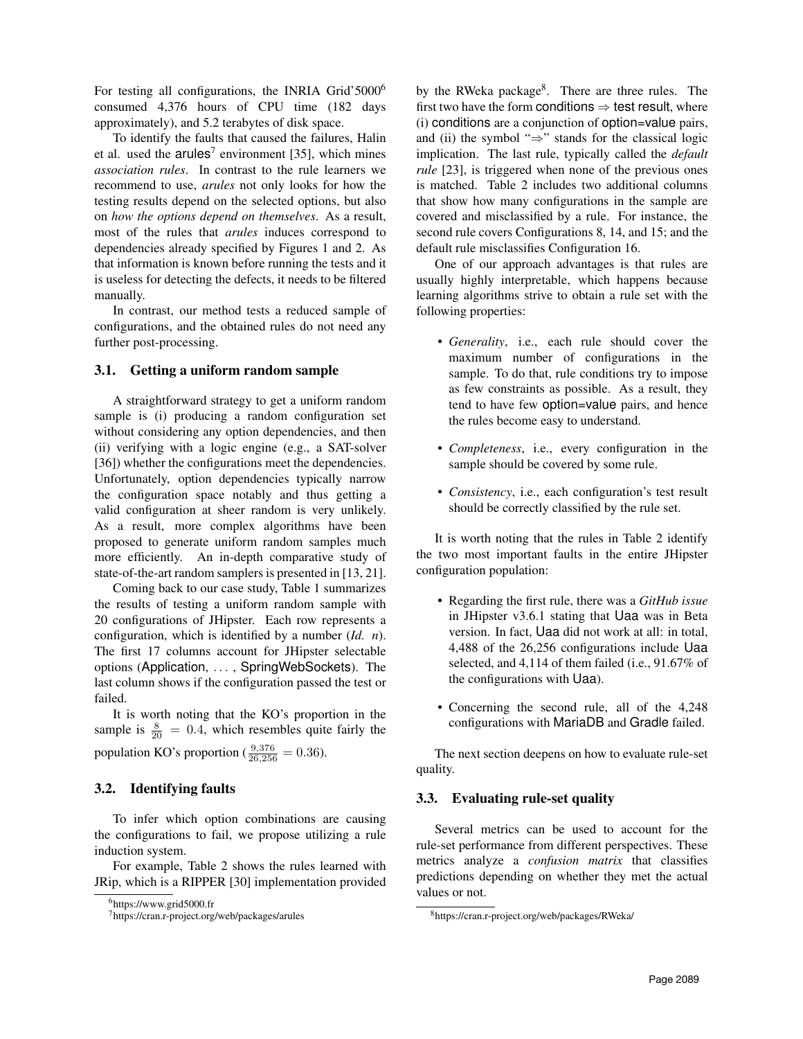For testing all configurations, the INRIA Grid'5000[6] consumed 4,376 hours of CPU time (182 days approximately), and 5.2 terabytes of disk space.

To identify the faults that caused the failures, Halin et al. used the arules[7] environment [35], which mines *association rules*. In contrast to the rule learners we recommend to use, *arules* not only looks for how the testing results depend on the selected options, but also on *how the options depend on themselves*. As a result, most of the rules that *arules* induces correspond to dependencies already specified by Figures 1 and 2. As that information is known before running the tests and it is useless for detecting the defects, it needs to be filtered manually.

In contrast, our method tests a reduced sample of configurations, and the obtained rules do not need any further post-processing.

### 3.1. Getting a uniform random sample

A straightforward strategy to get a uniform random sample is (i) producing a random configuration set without considering any option dependencies, and then (ii) verifying with a logic engine (e.g., a SAT-solver [36]) whether the configurations meet the dependencies. Unfortunately, option dependencies typically narrow the configuration space notably and thus getting a valid configuration at sheer random is very unlikely. As a result, more complex algorithms have been proposed to generate uniform random samples much more efficiently. An in-depth comparative study of state-of-the-art random samplers is presented in [13, 21].

Coming back to our case study, Table 1 summarizes the results of testing a uniform random sample with 20 configurations of JHipster. Each row represents a configuration, which is identified by a number (*Id. n*). The first 17 columns account for JHipster selectable options (Application, ..., SpringWebSockets). The last column shows if the configuration passed the test or failed.

It is worth noting that the KO's proportion in the sample is $\frac{8}{20} = 0.4$, which resembles quite fairly the population KO's proportion ($\frac{9,376}{26,256} = 0.36$).

### 3.2. Identifying faults

To infer which option combinations are causing the configurations to fail, we propose utilizing a rule induction system.

For example, Table 2 shows the rules learned with JRip, which is a RIPPER [30] implementation provided by the RWeka package[8]. There are three rules. The first two have the form conditions $\Rightarrow$ test result, where (i) conditions are a conjunction of option=value pairs, and (ii) the symbol "$\Rightarrow$" stands for the classical logic implication. The last rule, typically called the *default rule* [23], is triggered when none of the previous ones is matched. Table 2 includes two additional columns that show how many configurations in the sample are covered and misclassified by a rule. For instance, the second rule covers Configurations 8, 14, and 15; and the default rule misclassifies Configuration 16.

One of our approach advantages is that rules are usually highly interpretable, which happens because learning algorithms strive to obtain a rule set with the following properties:

- *Generality*, i.e., each rule should cover the maximum number of configurations in the sample. To do that, rule conditions try to impose as few constraints as possible. As a result, they tend to have few option=value pairs, and hence the rules become easy to understand.
- *Completeness*, i.e., every configuration in the sample should be covered by some rule.
- *Consistency*, i.e., each configuration's test result should be correctly classified by the rule set.

It is worth noting that the rules in Table 2 identify the two most important faults in the entire JHipster configuration population:

- Regarding the first rule, there was a *GitHub issue* in JHipster v3.6.1 stating that Uaa was in Beta version. In fact, Uaa did not work at all: in total, 4,488 of the 26,256 configurations include Uaa selected, and 4,114 of them failed (i.e., 91.67% of the configurations with Uaa).
- Concerning the second rule, all of the 4,248 configurations with MariaDB and Gradle failed.

The next section deepens on how to evaluate rule-set quality.

### 3.3. Evaluating rule-set quality

Several metrics can be used to account for the rule-set performance from different perspectives. These metrics analyze a *confusion matrix* that classifies predictions depending on whether they met the actual values or not.

---

[6] https://www.grid5000.fr

[7] https://cran.r-project.org/web/packages/arules

[8] https://cran.r-project.org/web/packages/RWeka/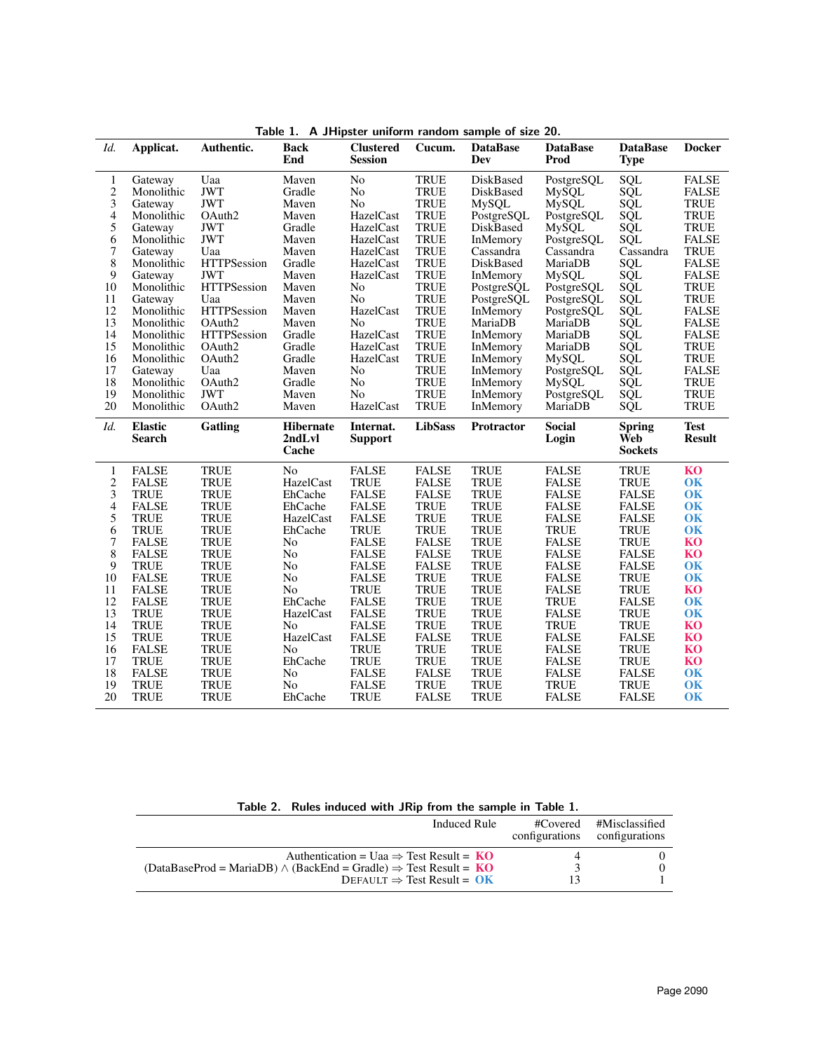Table 1. A JHipster uniform random sample of size 20.

| *Id.* | **Applicat.** | **Authentic.** | **Back End** | **Clustered Session** | **Cucum.** | **DataBase Dev** | **DataBase Prod** | **DataBase Type** | **Docker** |
|---|---|---|---|---|---|---|---|---|---|
| 1 | Gateway | Uaa | Maven | No | TRUE | DiskBased | PostgreSQL | SQL | FALSE |
| 2 | Monolithic | JWT | Gradle | No | TRUE | DiskBased | MySQL | SQL | FALSE |
| 3 | Gateway | JWT | Maven | No | TRUE | MySQL | MySQL | SQL | TRUE |
| 4 | Monolithic | OAuth2 | Maven | HazelCast | TRUE | PostgreSQL | PostgreSQL | SQL | TRUE |
| 5 | Gateway | JWT | Gradle | HazelCast | TRUE | DiskBased | MySQL | SQL | TRUE |
| 6 | Monolithic | JWT | Maven | HazelCast | TRUE | InMemory | PostgreSQL | SQL | FALSE |
| 7 | Gateway | Uaa | Maven | HazelCast | TRUE | Cassandra | Cassandra | Cassandra | TRUE |
| 8 | Monolithic | HTTPSession | Gradle | HazelCast | TRUE | DiskBased | MariaDB | SQL | FALSE |
| 9 | Gateway | JWT | Maven | HazelCast | TRUE | InMemory | MySQL | SQL | FALSE |
| 10 | Monolithic | HTTPSession | Maven | No | TRUE | PostgreSQL | PostgreSQL | SQL | TRUE |
| 11 | Gateway | Uaa | Maven | No | TRUE | PostgreSQL | PostgreSQL | SQL | TRUE |
| 12 | Monolithic | HTTPSession | Maven | HazelCast | TRUE | InMemory | PostgreSQL | SQL | FALSE |
| 13 | Monolithic | OAuth2 | Maven | No | TRUE | MariaDB | MariaDB | SQL | FALSE |
| 14 | Monolithic | HTTPSession | Gradle | HazelCast | TRUE | InMemory | MariaDB | SQL | FALSE |
| 15 | Monolithic | OAuth2 | Gradle | HazelCast | TRUE | InMemory | MariaDB | SQL | TRUE |
| 16 | Monolithic | OAuth2 | Gradle | HazelCast | TRUE | InMemory | MySQL | SQL | TRUE |
| 17 | Gateway | Uaa | Maven | No | TRUE | InMemory | PostgreSQL | SQL | FALSE |
| 18 | Monolithic | OAuth2 | Gradle | No | TRUE | InMemory | MySQL | SQL | TRUE |
| 19 | Monolithic | JWT | Maven | No | TRUE | InMemory | PostgreSQL | SQL | TRUE |
| 20 | Monolithic | OAuth2 | Maven | HazelCast | TRUE | InMemory | MariaDB | SQL | TRUE |

| *Id.* | **Elastic Search** | **Gatling** | **Hibernate 2ndLvl Cache** | **Internat. Support** | **LibSass** | **Protractor** | **Social Login** | **Spring Web Sockets** | **Test Result** |
|---|---|---|---|---|---|---|---|---|---|
| 1 | FALSE | TRUE | No | FALSE | FALSE | TRUE | FALSE | TRUE | **KO** |
| 2 | FALSE | TRUE | HazelCast | TRUE | FALSE | TRUE | FALSE | TRUE | **OK** |
| 3 | TRUE | TRUE | EhCache | FALSE | FALSE | TRUE | FALSE | FALSE | **OK** |
| 4 | FALSE | TRUE | EhCache | FALSE | TRUE | TRUE | FALSE | FALSE | **OK** |
| 5 | TRUE | TRUE | HazelCast | FALSE | TRUE | TRUE | FALSE | FALSE | **OK** |
| 6 | TRUE | TRUE | EhCache | TRUE | TRUE | TRUE | TRUE | TRUE | **OK** |
| 7 | FALSE | TRUE | No | FALSE | FALSE | TRUE | FALSE | TRUE | **KO** |
| 8 | FALSE | TRUE | No | FALSE | FALSE | TRUE | FALSE | FALSE | **KO** |
| 9 | TRUE | TRUE | No | FALSE | FALSE | TRUE | FALSE | FALSE | **OK** |
| 10 | FALSE | TRUE | No | FALSE | TRUE | TRUE | FALSE | TRUE | **OK** |
| 11 | FALSE | TRUE | No | TRUE | TRUE | TRUE | FALSE | TRUE | **KO** |
| 12 | FALSE | TRUE | EhCache | FALSE | TRUE | TRUE | TRUE | FALSE | **OK** |
| 13 | TRUE | TRUE | HazelCast | FALSE | TRUE | TRUE | FALSE | TRUE | **OK** |
| 14 | TRUE | TRUE | No | FALSE | TRUE | TRUE | TRUE | TRUE | **KO** |
| 15 | TRUE | TRUE | HazelCast | FALSE | FALSE | TRUE | FALSE | FALSE | **KO** |
| 16 | FALSE | TRUE | No | TRUE | TRUE | TRUE | FALSE | TRUE | **KO** |
| 17 | TRUE | TRUE | EhCache | TRUE | TRUE | TRUE | FALSE | TRUE | **KO** |
| 18 | FALSE | TRUE | No | FALSE | FALSE | TRUE | FALSE | FALSE | **OK** |
| 19 | TRUE | TRUE | No | FALSE | TRUE | TRUE | TRUE | TRUE | **OK** |
| 20 | TRUE | TRUE | EhCache | TRUE | FALSE | TRUE | FALSE | FALSE | **OK** |

Table 2. Rules induced with JRip from the sample in Table 1.

| Induced Rule | #Covered configurations | #Misclassified configurations |
|---|---|---|
| Authentication = Uaa $\Rightarrow$ Test Result = **KO** | 4 | 0 |
| (DataBaseProd = MariaDB) $\wedge$ (BackEnd = Gradle) $\Rightarrow$ Test Result = **KO** | 3 | 0 |
| DEFAULT $\Rightarrow$ Test Result = **OK** | 13 | 1 |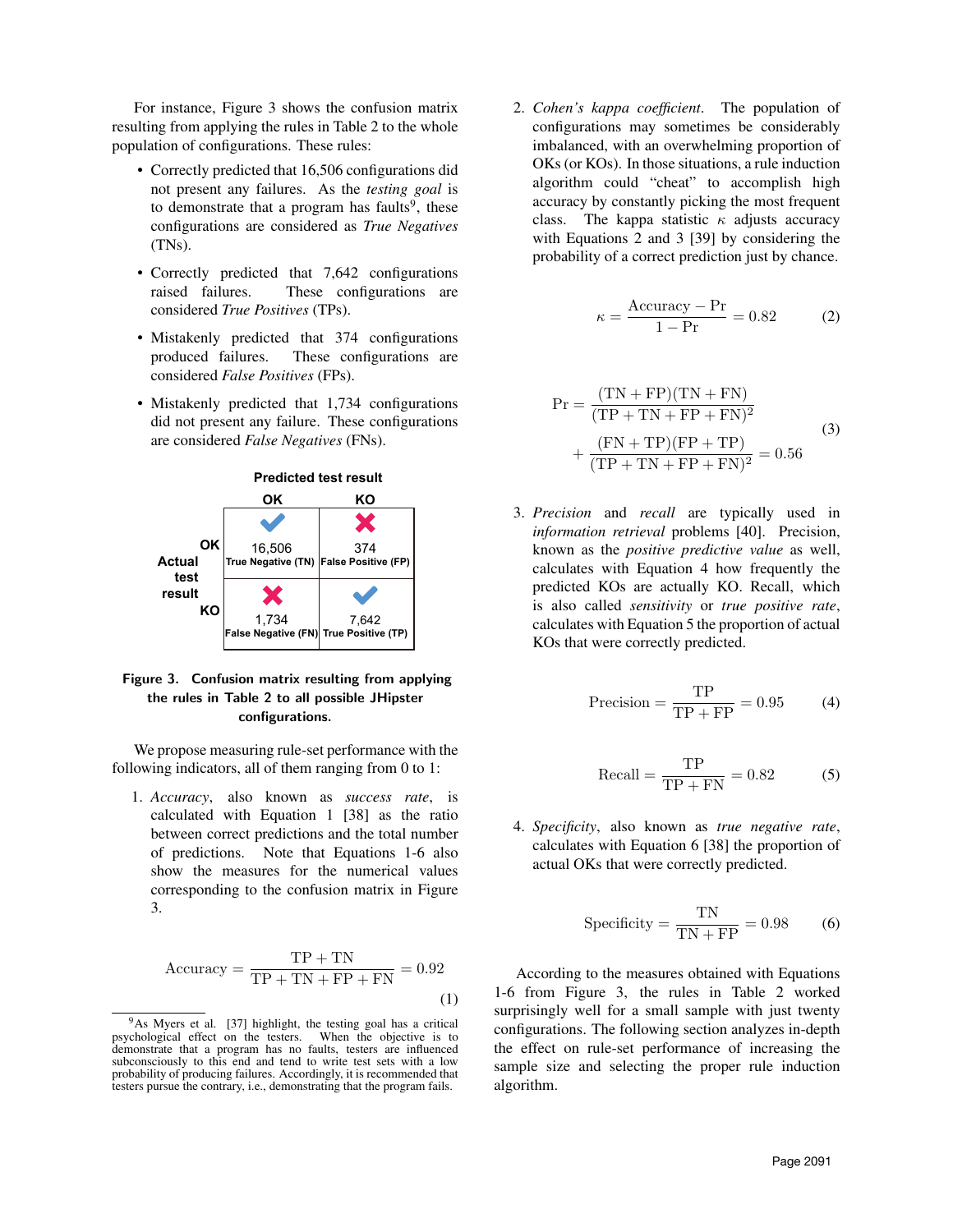For instance, Figure 3 shows the confusion matrix resulting from applying the rules in Table 2 to the whole population of configurations. These rules:

- Correctly predicted that 16,506 configurations did not present any failures. As the *testing goal* is to demonstrate that a program has faults[9], these configurations are considered as *True Negatives* (TNs).
- Correctly predicted that 7,642 configurations raised failures. These configurations are considered *True Positives* (TPs).
- Mistakenly predicted that 374 configurations produced failures. These configurations are considered *False Positives* (FPs).
- Mistakenly predicted that 1,734 configurations did not present any failure. These configurations are considered *False Negatives* (FNs).

| | | Predicted test result | |
|---|---|---|---|
| | | OK | KO |
| Actual test result | OK | ✔ 16,506 True Negative (TN) | ✘ 374 False Positive (FP) |
| | KO | ✘ 1,734 False Negative (FN) | ✔ 7,642 True Positive (TP) |

**Figure 3. Confusion matrix resulting from applying the rules in Table 2 to all possible JHipster configurations.**

We propose measuring rule-set performance with the following indicators, all of them ranging from 0 to 1:

1. *Accuracy*, also known as *success rate*, is calculated with Equation 1 [38] as the ratio between correct predictions and the total number of predictions. Note that Equations 1-6 also show the measures for the numerical values corresponding to the confusion matrix in Figure 3.

$$\text{Accuracy} = \frac{\text{TP} + \text{TN}}{\text{TP} + \text{TN} + \text{FP} + \text{FN}} = 0.92 \tag{1}$$

2. *Cohen's kappa coefficient*. The population of configurations may sometimes be considerably imbalanced, with an overwhelming proportion of OKs (or KOs). In those situations, a rule induction algorithm could "cheat" to accomplish high accuracy by constantly picking the most frequent class. The kappa statistic $\kappa$ adjusts accuracy with Equations 2 and 3 [39] by considering the probability of a correct prediction just by chance.

$$\kappa = \frac{\text{Accuracy} - \text{Pr}}{1 - \text{Pr}} = 0.82 \tag{2}$$

$$\begin{aligned} \text{Pr} = &\frac{(\text{TN} + \text{FP})(\text{TN} + \text{FN})}{(\text{TP} + \text{TN} + \text{FP} + \text{FN})^2} \\ &+ \frac{(\text{FN} + \text{TP})(\text{FP} + \text{TP})}{(\text{TP} + \text{TN} + \text{FP} + \text{FN})^2} = 0.56 \end{aligned} \tag{3}$$

3. *Precision* and *recall* are typically used in *information retrieval* problems [40]. Precision, known as the *positive predictive value* as well, calculates with Equation 4 how frequently the predicted KOs are actually KO. Recall, which is also called *sensitivity* or *true positive rate*, calculates with Equation 5 the proportion of actual KOs that were correctly predicted.

$$\text{Precision} = \frac{\text{TP}}{\text{TP} + \text{FP}} = 0.95 \tag{4}$$

$$\text{Recall} = \frac{\text{TP}}{\text{TP} + \text{FN}} = 0.82 \tag{5}$$

4. *Specificity*, also known as *true negative rate*, calculates with Equation 6 [38] the proportion of actual OKs that were correctly predicted.

$$\text{Specificity} = \frac{\text{TN}}{\text{TN} + \text{FP}} = 0.98 \tag{6}$$

According to the measures obtained with Equations 1-6 from Figure 3, the rules in Table 2 worked surprisingly well for a small sample with just twenty configurations. The following section analyzes in-depth the effect on rule-set performance of increasing the sample size and selecting the proper rule induction algorithm.

[9] As Myers et al. [37] highlight, the testing goal has a critical psychological effect on the testers. When the objective is to demonstrate that a program has no faults, testers are influenced subconsciously to this end and tend to write test sets with a low probability of producing failures. Accordingly, it is recommended that testers pursue the contrary, i.e., demonstrating that the program fails.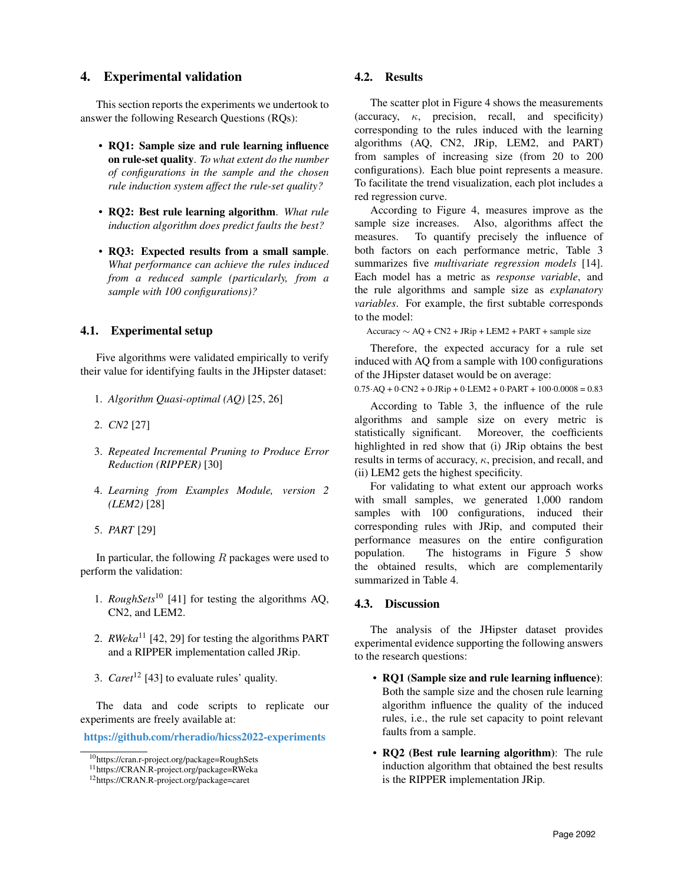## 4. Experimental validation

This section reports the experiments we undertook to answer the following Research Questions (RQs):

- **RQ1: Sample size and rule learning influence on rule-set quality**. *To what extent do the number of configurations in the sample and the chosen rule induction system affect the rule-set quality?*
- **RQ2: Best rule learning algorithm**. *What rule induction algorithm does predict faults the best?*
- **RQ3: Expected results from a small sample**. *What performance can achieve the rules induced from a reduced sample (particularly, from a sample with 100 configurations)?*

### 4.1. Experimental setup

Five algorithms were validated empirically to verify their value for identifying faults in the JHipster dataset:

1. *Algorithm Quasi-optimal (AQ)* [25, 26]
2. *CN2* [27]
3. *Repeated Incremental Pruning to Produce Error Reduction (RIPPER)* [30]
4. *Learning from Examples Module, version 2 (LEM2)* [28]
5. *PART* [29]

In particular, the following $R$ packages were used to perform the validation:

1. *RoughSets*[10] [41] for testing the algorithms AQ, CN2, and LEM2.
2. *RWeka*[11] [42, 29] for testing the algorithms PART and a RIPPER implementation called JRip.
3. *Caret*[12] [43] to evaluate rules' quality.

The data and code scripts to replicate our experiments are freely available at:

**https://github.com/rheradio/hicss2022-experiments**

[10] https://cran.r-project.org/package=RoughSets
[11] https://CRAN.R-project.org/package=RWeka
[12] https://CRAN.R-project.org/package=caret

### 4.2. Results

The scatter plot in Figure 4 shows the measurements (accuracy, $\kappa$, precision, recall, and specificity) corresponding to the rules induced with the learning algorithms (AQ, CN2, JRip, LEM2, and PART) from samples of increasing size (from 20 to 200 configurations). Each blue point represents a measure. To facilitate the trend visualization, each plot includes a red regression curve.

According to Figure 4, measures improve as the sample size increases. Also, algorithms affect the measures. To quantify precisely the influence of both factors on each performance metric, Table 3 summarizes five *multivariate regression models* [14]. Each model has a metric as *response variable*, and the rule algorithms and sample size as *explanatory variables*. For example, the first subtable corresponds to the model:

$$\text{Accuracy} \sim \text{AQ} + \text{CN2} + \text{JRip} + \text{LEM2} + \text{PART} + \text{sample size}$$

Therefore, the expected accuracy for a rule set induced with AQ from a sample with 100 configurations of the JHipster dataset would be on average:

$$0.75{\cdot}\text{AQ} + 0{\cdot}\text{CN2} + 0{\cdot}\text{JRip} + 0{\cdot}\text{LEM2} + 0{\cdot}\text{PART} + 100{\cdot}0.0008 = 0.83$$

According to Table 3, the influence of the rule algorithms and sample size on every metric is statistically significant. Moreover, the coefficients highlighted in red show that (i) JRip obtains the best results in terms of accuracy, $\kappa$, precision, and recall, and (ii) LEM2 gets the highest specificity.

For validating to what extent our approach works with small samples, we generated 1,000 random samples with 100 configurations, induced their corresponding rules with JRip, and computed their performance measures on the entire configuration population. The histograms in Figure 5 show the obtained results, which are complementarily summarized in Table 4.

### 4.3. Discussion

The analysis of the JHipster dataset provides experimental evidence supporting the following answers to the research questions:

- **RQ1 (Sample size and rule learning influence)**: Both the sample size and the chosen rule learning algorithm influence the quality of the induced rules, i.e., the rule set capacity to point relevant faults from a sample.
- **RQ2 (Best rule learning algorithm)**: The rule induction algorithm that obtained the best results is the RIPPER implementation JRip.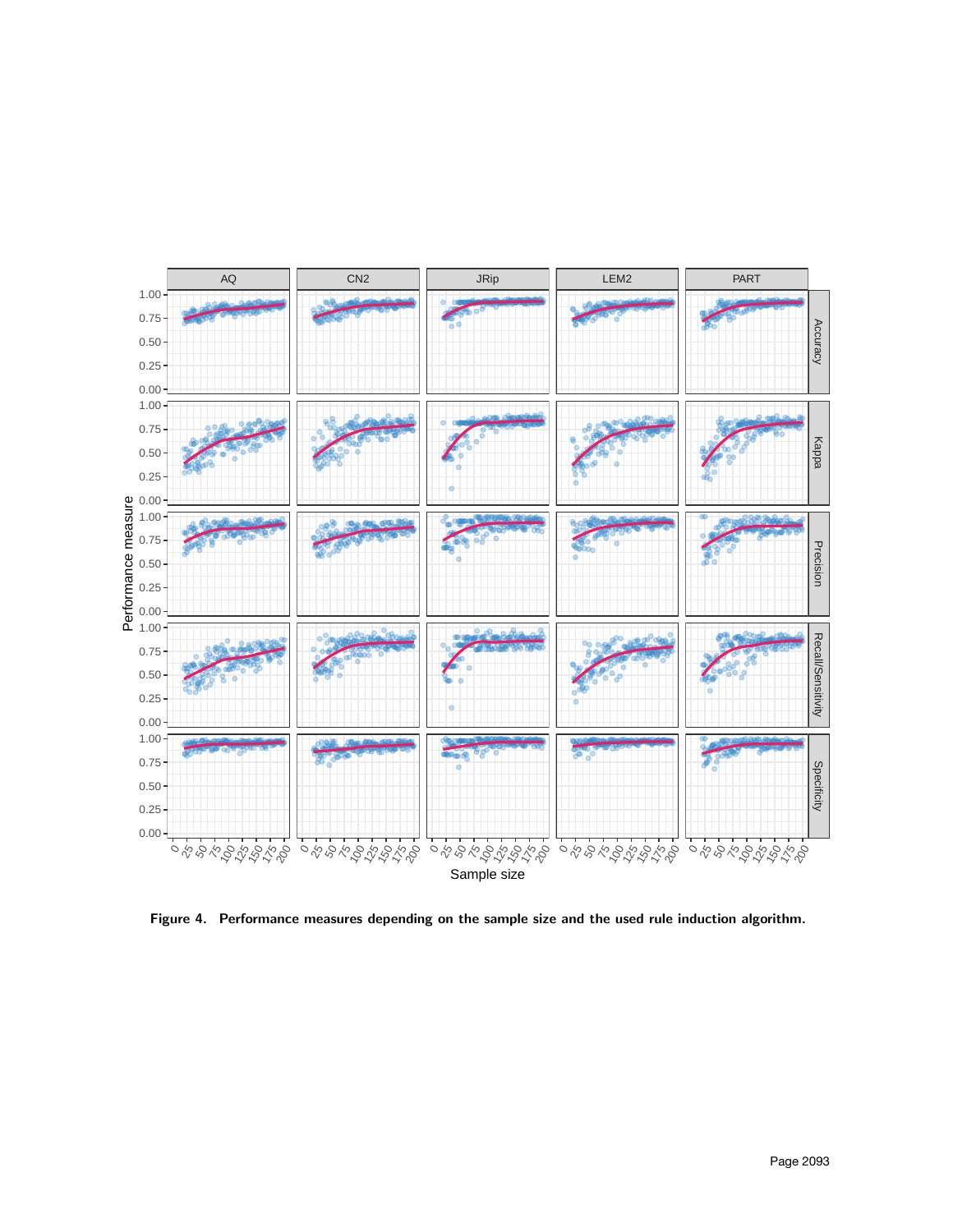**Figure 4. Performance measures depending on the sample size and the used rule induction algorithm.**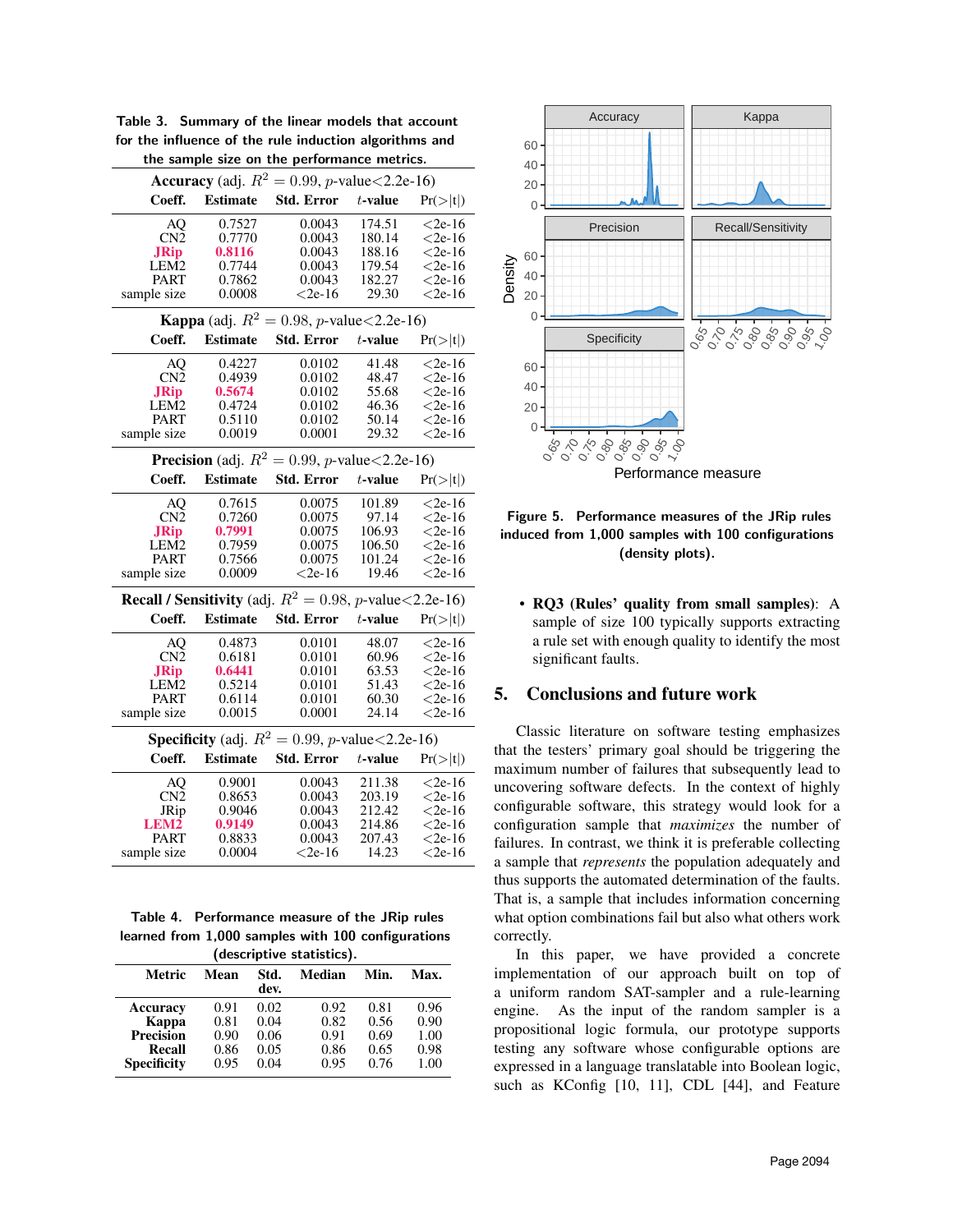Table 3. Summary of the linear models that account for the influence of the rule induction algorithms and the sample size on the performance metrics.

| Coeff. | Estimate | Std. Error | $t$-value | Pr(>\|t\|) |
|---|---|---|---|---|
| **Accuracy** (adj. $R^2 = 0.99$, $p$-value<2.2e-16) | | | | |
| AQ | 0.7527 | 0.0043 | 174.51 | <2e-16 |
| CN2 | 0.7770 | 0.0043 | 180.14 | <2e-16 |
| **JRip** | **0.8116** | 0.0043 | 188.16 | <2e-16 |
| LEM2 | 0.7744 | 0.0043 | 179.54 | <2e-16 |
| PART | 0.7862 | 0.0043 | 182.27 | <2e-16 |
| sample size | 0.0008 | <2e-16 | 29.30 | <2e-16 |
| **Kappa** (adj. $R^2 = 0.98$, $p$-value<2.2e-16) | | | | |
| AQ | 0.4227 | 0.0102 | 41.48 | <2e-16 |
| CN2 | 0.4939 | 0.0102 | 48.47 | <2e-16 |
| **JRip** | **0.5674** | 0.0102 | 55.68 | <2e-16 |
| LEM2 | 0.4724 | 0.0102 | 46.36 | <2e-16 |
| PART | 0.5110 | 0.0102 | 50.14 | <2e-16 |
| sample size | 0.0019 | 0.0001 | 29.32 | <2e-16 |
| **Precision** (adj. $R^2 = 0.99$, $p$-value<2.2e-16) | | | | |
| AQ | 0.7615 | 0.0075 | 101.89 | <2e-16 |
| CN2 | 0.7260 | 0.0075 | 97.14 | <2e-16 |
| **JRip** | **0.7991** | 0.0075 | 106.93 | <2e-16 |
| LEM2 | 0.7959 | 0.0075 | 106.50 | <2e-16 |
| PART | 0.7566 | 0.0075 | 101.24 | <2e-16 |
| sample size | 0.0009 | <2e-16 | 19.46 | <2e-16 |
| **Recall / Sensitivity** (adj. $R^2 = 0.98$, $p$-value<2.2e-16) | | | | |
| AQ | 0.4873 | 0.0101 | 48.07 | <2e-16 |
| CN2 | 0.6181 | 0.0101 | 60.96 | <2e-16 |
| **JRip** | **0.6441** | 0.0101 | 63.53 | <2e-16 |
| LEM2 | 0.5214 | 0.0101 | 51.43 | <2e-16 |
| PART | 0.6114 | 0.0101 | 60.30 | <2e-16 |
| sample size | 0.0015 | 0.0001 | 24.14 | <2e-16 |
| **Specificity** (adj. $R^2 = 0.99$, $p$-value<2.2e-16) | | | | |
| AQ | 0.9001 | 0.0043 | 211.38 | <2e-16 |
| CN2 | 0.8653 | 0.0043 | 203.19 | <2e-16 |
| JRip | 0.9046 | 0.0043 | 212.42 | <2e-16 |
| **LEM2** | **0.9149** | 0.0043 | 214.86 | <2e-16 |
| PART | 0.8833 | 0.0043 | 207.43 | <2e-16 |
| sample size | 0.0004 | <2e-16 | 14.23 | <2e-16 |

Table 4. Performance measure of the JRip rules learned from 1,000 samples with 100 configurations (descriptive statistics).

| Metric | Mean | Std. dev. | Median | Min. | Max. |
|---|---|---|---|---|---|
| **Accuracy** | 0.91 | 0.02 | 0.92 | 0.81 | 0.96 |
| **Kappa** | 0.81 | 0.04 | 0.82 | 0.56 | 0.90 |
| **Precision** | 0.90 | 0.06 | 0.91 | 0.69 | 1.00 |
| **Recall** | 0.86 | 0.05 | 0.86 | 0.65 | 0.98 |
| **Specificity** | 0.95 | 0.04 | 0.95 | 0.76 | 1.00 |

Figure 5. Performance measures of the JRip rules induced from 1,000 samples with 100 configurations (density plots).

- **RQ3 (Rules' quality from small samples)**: A sample of size 100 typically supports extracting a rule set with enough quality to identify the most significant faults.

## 5. Conclusions and future work

Classic literature on software testing emphasizes that the testers' primary goal should be triggering the maximum number of failures that subsequently lead to uncovering software defects. In the context of highly configurable software, this strategy would look for a configuration sample that *maximizes* the number of failures. In contrast, we think it is preferable collecting a sample that *represents* the population adequately and thus supports the automated determination of the faults. That is, a sample that includes information concerning what option combinations fail but also what others work correctly.

In this paper, we have provided a concrete implementation of our approach built on top of a uniform random SAT-sampler and a rule-learning engine. As the input of the random sampler is a propositional logic formula, our prototype supports testing any software whose configurable options are expressed in a language translatable into Boolean logic, such as KConfig [10, 11], CDL [44], and Feature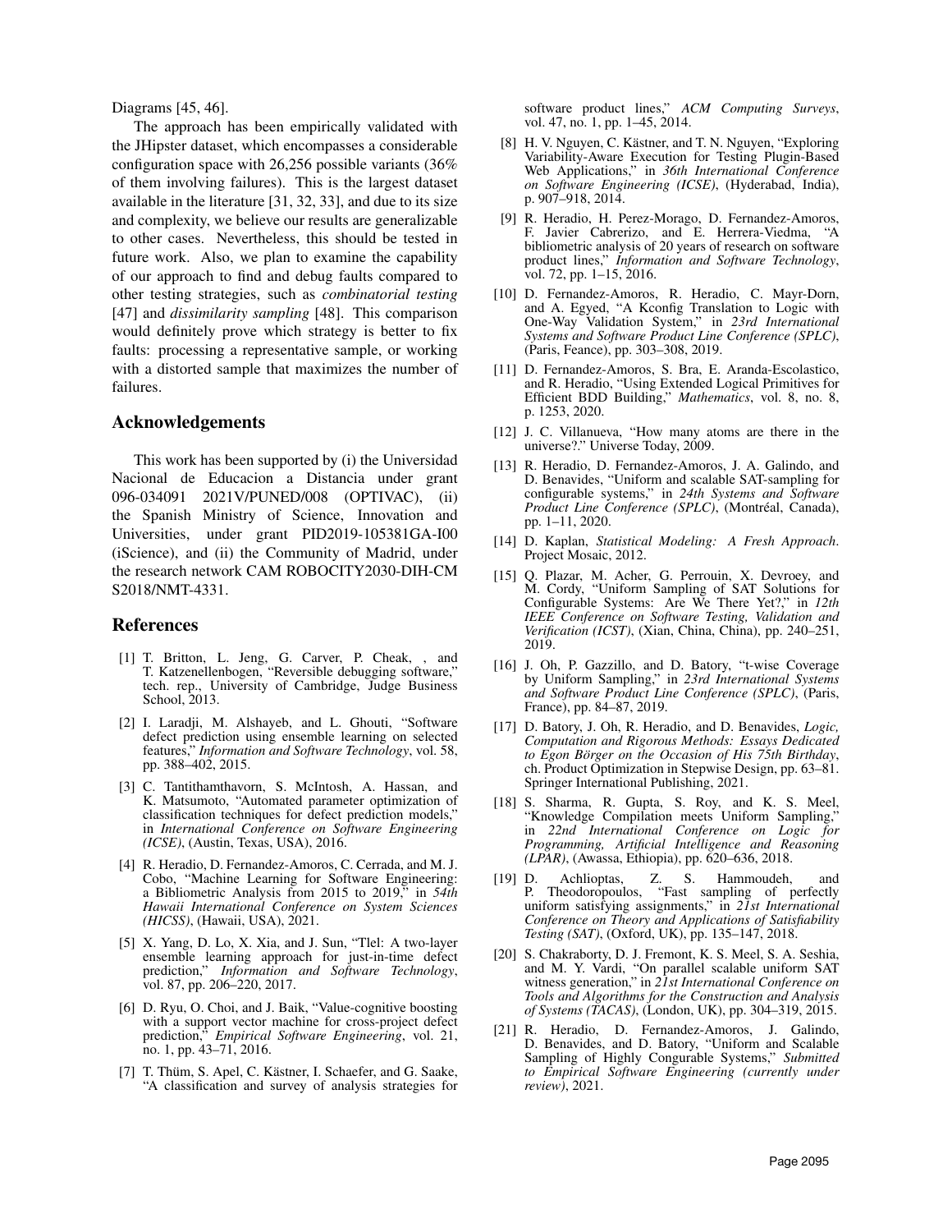Diagrams [45, 46].

The approach has been empirically validated with the JHipster dataset, which encompasses a considerable configuration space with 26,256 possible variants (36% of them involving failures). This is the largest dataset available in the literature [31, 32, 33], and due to its size and complexity, we believe our results are generalizable to other cases. Nevertheless, this should be tested in future work. Also, we plan to examine the capability of our approach to find and debug faults compared to other testing strategies, such as *combinatorial testing* [47] and *dissimilarity sampling* [48]. This comparison would definitely prove which strategy is better to fix faults: processing a representative sample, or working with a distorted sample that maximizes the number of failures.

## Acknowledgements

This work has been supported by (i) the Universidad Nacional de Educacion a Distancia under grant 096-034091 2021V/PUNED/008 (OPTIVAC), (ii) the Spanish Ministry of Science, Innovation and Universities, under grant PID2019-105381GA-I00 (iScience), and (ii) the Community of Madrid, under the research network CAM ROBOCITY2030-DIH-CM S2018/NMT-4331.

## References

[1] T. Britton, L. Jeng, G. Carver, P. Cheak, , and T. Katzenellenbogen, "Reversible debugging software," tech. rep., University of Cambridge, Judge Business School, 2013.

[2] I. Laradji, M. Alshayeb, and L. Ghouti, "Software defect prediction using ensemble learning on selected features," *Information and Software Technology*, vol. 58, pp. 388–402, 2015.

[3] C. Tantithamthavorn, S. McIntosh, A. Hassan, and K. Matsumoto, "Automated parameter optimization of classification techniques for defect prediction models," in *International Conference on Software Engineering (ICSE)*, (Austin, Texas, USA), 2016.

[4] R. Heradio, D. Fernandez-Amoros, C. Cerrada, and M. J. Cobo, "Machine Learning for Software Engineering: a Bibliometric Analysis from 2015 to 2019," in *54th Hawaii International Conference on System Sciences (HICSS)*, (Hawaii, USA), 2021.

[5] X. Yang, D. Lo, X. Xia, and J. Sun, "Tlel: A two-layer ensemble learning approach for just-in-time defect prediction," *Information and Software Technology*, vol. 87, pp. 206–220, 2017.

[6] D. Ryu, O. Choi, and J. Baik, "Value-cognitive boosting with a support vector machine for cross-project defect prediction," *Empirical Software Engineering*, vol. 21, no. 1, pp. 43–71, 2016.

[7] T. Thüm, S. Apel, C. Kästner, I. Schaefer, and G. Saake, "A classification and survey of analysis strategies for software product lines," *ACM Computing Surveys*, vol. 47, no. 1, pp. 1–45, 2014.

[8] H. V. Nguyen, C. Kästner, and T. N. Nguyen, "Exploring Variability-Aware Execution for Testing Plugin-Based Web Applications," in *36th International Conference on Software Engineering (ICSE)*, (Hyderabad, India), p. 907–918, 2014.

[9] R. Heradio, H. Perez-Morago, D. Fernandez-Amoros, F. Javier Cabrerizo, and E. Herrera-Viedma, "A bibliometric analysis of 20 years of research on software product lines," *Information and Software Technology*, vol. 72, pp. 1–15, 2016.

[10] D. Fernandez-Amoros, R. Heradio, C. Mayr-Dorn, and A. Egyed, "A Kconfig Translation to Logic with One-Way Validation System," in *23rd International Systems and Software Product Line Conference (SPLC)*, (Paris, Feance), pp. 303–308, 2019.

[11] D. Fernandez-Amoros, S. Bra, E. Aranda-Escolastico, and R. Heradio, "Using Extended Logical Primitives for Efficient BDD Building," *Mathematics*, vol. 8, no. 8, p. 1253, 2020.

[12] J. C. Villanueva, "How many atoms are there in the universe?." Universe Today, 2009.

[13] R. Heradio, D. Fernandez-Amoros, J. A. Galindo, and D. Benavides, "Uniform and scalable SAT-sampling for configurable systems," in *24th Systems and Software Product Line Conference (SPLC)*, (Montréal, Canada), pp. 1–11, 2020.

[14] D. Kaplan, *Statistical Modeling: A Fresh Approach*. Project Mosaic, 2012.

[15] Q. Plazar, M. Acher, G. Perrouin, X. Devroey, and M. Cordy, "Uniform Sampling of SAT Solutions for Configurable Systems: Are We There Yet?," in *12th IEEE Conference on Software Testing, Validation and Verification (ICST)*, (Xian, China, China), pp. 240–251, 2019.

[16] J. Oh, P. Gazzillo, and D. Batory, "t-wise Coverage by Uniform Sampling," in *23rd International Systems and Software Product Line Conference (SPLC)*, (Paris, France), pp. 84–87, 2019.

[17] D. Batory, J. Oh, R. Heradio, and D. Benavides, *Logic, Computation and Rigorous Methods: Essays Dedicated to Egon Börger on the Occasion of His 75th Birthday*, ch. Product Optimization in Stepwise Design, pp. 63–81. Springer International Publishing, 2021.

[18] S. Sharma, R. Gupta, S. Roy, and K. S. Meel, "Knowledge Compilation meets Uniform Sampling," in *22nd International Conference on Logic for Programming, Artificial Intelligence and Reasoning (LPAR)*, (Awassa, Ethiopia), pp. 620–636, 2018.

[19] D. Achlioptas, Z. S. Hammoudeh, and P. Theodoropoulos, "Fast sampling of perfectly uniform satisfying assignments," in *21st International Conference on Theory and Applications of Satisfiability Testing (SAT)*, (Oxford, UK), pp. 135–147, 2018.

[20] S. Chakraborty, D. J. Fremont, K. S. Meel, S. A. Seshia, and M. Y. Vardi, "On parallel scalable uniform SAT witness generation," in *21st International Conference on Tools and Algorithms for the Construction and Analysis of Systems (TACAS)*, (London, UK), pp. 304–319, 2015.

[21] R. Heradio, D. Fernandez-Amoros, J. Galindo, D. Benavides, and D. Batory, "Uniform and Scalable Sampling of Highly Congurable Systems," *Submitted to Empirical Software Engineering (currently under review)*, 2021.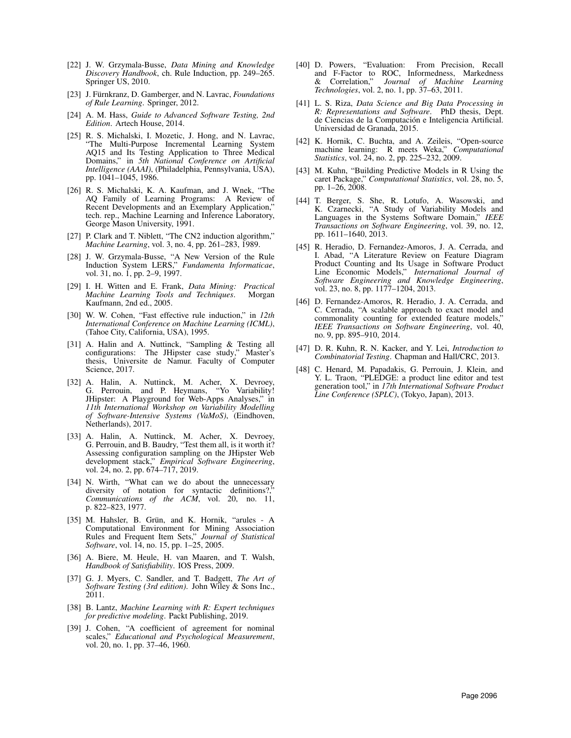[22] J. W. Grzymala-Busse, *Data Mining and Knowledge Discovery Handbook*, ch. Rule Induction, pp. 249–265. Springer US, 2010.

[23] J. Fürnkranz, D. Gamberger, and N. Lavrac, *Foundations of Rule Learning*. Springer, 2012.

[24] A. M. Hass, *Guide to Advanced Software Testing, 2nd Edition*. Artech House, 2014.

[25] R. S. Michalski, I. Mozetic, J. Hong, and N. Lavrac, "The Multi-Purpose Incremental Learning System AQ15 and Its Testing Application to Three Medical Domains," in *5th National Conference on Artificial Intelligence (AAAI)*, (Philadelphia, Pennsylvania, USA), pp. 1041–1045, 1986.

[26] R. S. Michalski, K. A. Kaufman, and J. Wnek, "The AQ Family of Learning Programs: A Review of Recent Developments and an Exemplary Application," tech. rep., Machine Learning and Inference Laboratory, George Mason University, 1991.

[27] P. Clark and T. Niblett, "The CN2 induction algorithm," *Machine Learning*, vol. 3, no. 4, pp. 261–283, 1989.

[28] J. W. Grzymala-Busse, "A New Version of the Rule Induction System LERS," *Fundamenta Informaticae*, vol. 31, no. 1, pp. 2–9, 1997.

[29] I. H. Witten and E. Frank, *Data Mining: Practical Machine Learning Tools and Techniques*. Morgan Kaufmann, 2nd ed., 2005.

[30] W. W. Cohen, "Fast effective rule induction," in *12th International Conference on Machine Learning (ICML)*, (Tahoe City, California, USA), 1995.

[31] A. Halin and A. Nuttinck, "Sampling & Testing all configurations: The JHipster case study," Master's thesis, Universite de Namur. Faculty of Computer Science, 2017.

[32] A. Halin, A. Nuttinck, M. Acher, X. Devroey, G. Perrouin, and P. Heymans, "Yo Variability! JHipster: A Playground for Web-Apps Analyses," in *11th International Workshop on Variability Modelling of Software-Intensive Systems (VaMoS)*, (Eindhoven, Netherlands), 2017.

[33] A. Halin, A. Nuttinck, M. Acher, X. Devroey, G. Perrouin, and B. Baudry, "Test them all, is it worth it? Assessing configuration sampling on the JHipster Web development stack," *Empirical Software Engineering*, vol. 24, no. 2, pp. 674–717, 2019.

[34] N. Wirth, "What can we do about the unnecessary diversity of notation for syntactic definitions?," *Communications of the ACM*, vol. 20, no. 11, p. 822–823, 1977.

[35] M. Hahsler, B. Grün, and K. Hornik, "arules - A Computational Environment for Mining Association Rules and Frequent Item Sets," *Journal of Statistical Software*, vol. 14, no. 15, pp. 1–25, 2005.

[36] A. Biere, M. Heule, H. van Maaren, and T. Walsh, *Handbook of Satisfiability*. IOS Press, 2009.

[37] G. J. Myers, C. Sandler, and T. Badgett, *The Art of Software Testing (3rd edition)*. John Wiley & Sons Inc., 2011.

[38] B. Lantz, *Machine Learning with R: Expert techniques for predictive modeling*. Packt Publishing, 2019.

[39] J. Cohen, "A coefficient of agreement for nominal scales," *Educational and Psychological Measurement*, vol. 20, no. 1, pp. 37–46, 1960.

[40] D. Powers, "Evaluation: From Precision, Recall and F-Factor to ROC, Informedness, Markedness & Correlation," *Journal of Machine Learning Technologies*, vol. 2, no. 1, pp. 37–63, 2011.

[41] L. S. Riza, *Data Science and Big Data Processing in R: Representations and Software*. PhD thesis, Dept. de Ciencias de la Computación e Inteligencia Artificial. Universidad de Granada, 2015.

[42] K. Hornik, C. Buchta, and A. Zeileis, "Open-source machine learning: R meets Weka," *Computational Statistics*, vol. 24, no. 2, pp. 225–232, 2009.

[43] M. Kuhn, "Building Predictive Models in R Using the caret Package," *Computational Statistics*, vol. 28, no. 5, pp. 1–26, 2008.

[44] T. Berger, S. She, R. Lotufo, A. Wasowski, and K. Czarnecki, "A Study of Variability Models and Languages in the Systems Software Domain," *IEEE Transactions on Software Engineering*, vol. 39, no. 12, pp. 1611–1640, 2013.

[45] R. Heradio, D. Fernandez-Amoros, J. A. Cerrada, and I. Abad, "A Literature Review on Feature Diagram Product Counting and Its Usage in Software Product Line Economic Models," *International Journal of Software Engineering and Knowledge Engineering*, vol. 23, no. 8, pp. 1177–1204, 2013.

[46] D. Fernandez-Amoros, R. Heradio, J. A. Cerrada, and C. Cerrada, "A scalable approach to exact model and commonality counting for extended feature models," *IEEE Transactions on Software Engineering*, vol. 40, no. 9, pp. 895–910, 2014.

[47] D. R. Kuhn, R. N. Kacker, and Y. Lei, *Introduction to Combinatorial Testing*. Chapman and Hall/CRC, 2013.

[48] C. Henard, M. Papadakis, G. Perrouin, J. Klein, and Y. L. Traon, "PLEDGE: a product line editor and test generation tool," in *17th International Software Product Line Conference (SPLC)*, (Tokyo, Japan), 2013.